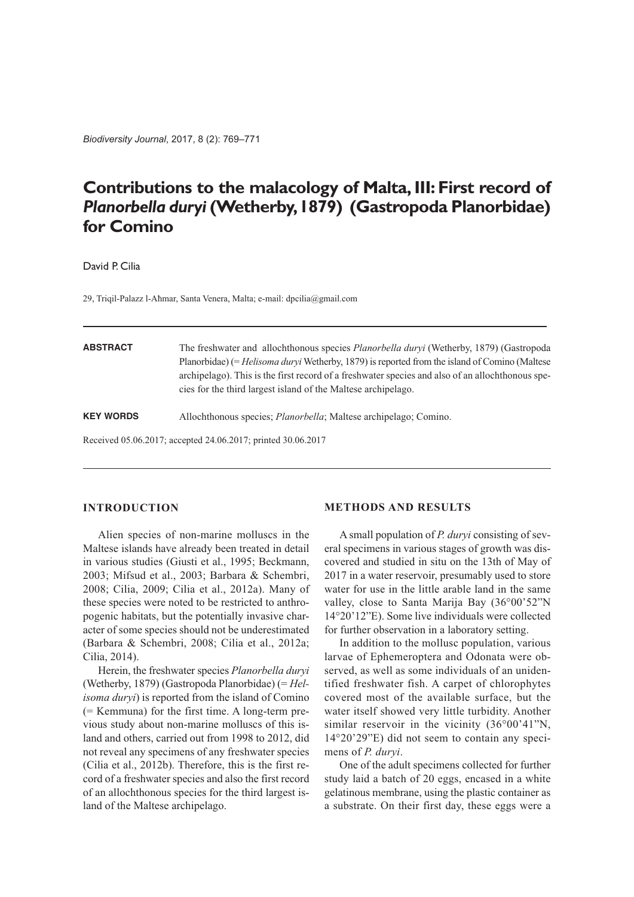# Contributions to the malacology of Malta, III: First record of *Planorbella duryi* (Wetherby, 1879) (Gastropoda Planorbidae) for Comino

David P. Cilia

29, Triqil-Palazz l-Aħmar, Santa Venera, Malta; e-mail: dpcilia@gmail.com

**ABSTRACT** The freshwater and allochthonous species *Planorbella duryi* (Wetherby, 1879) (Gastropoda Planorbidae) (= *Helisoma duryi* Wetherby, 1879) is reported from the island of Comino (Maltese archipelago). This is the first record of a freshwater species and also of an allochthonous species for the third largest island of the Maltese archipelago.

**KEY WORDS** Allochthonous species; *Planorbella*; Maltese archipelago; Comino.

Received 05.06.2017; accepted 24.06.2017; printed 30.06.2017

## INTRODUCTION

Alien species of non-marine molluscs in the Maltese islands have already been treated in detail in various studies (Giusti et al., 1995; Beckmann, 2003; Mifsud et al., 2003; Barbara & Schembri, 2008; Cilia, 2009; Cilia et al., 2012a). Many of these species were noted to be restricted to anthropogenic habitats, but the potentially invasive character of some species should not be underestimated (Barbara & Schembri, 2008; Cilia et al., 2012a; Cilia, 2014).

Herein, the freshwater species *Planorbella duryi* (Wetherby, 1879) (Gastropoda Planorbidae) (= *Helisoma duryi*) is reported from the island of Comino (= Kemmuna) for the first time. A long-term previous study about non-marine molluscs of this island and others, carried out from 1998 to 2012, did not reveal any specimens of any freshwater species (Cilia et al., 2012b). Therefore, this is the first record of a freshwater species and also the first record of an allochthonous species for the third largest island of the Maltese archipelago.

## METHODS AND RESULTS

A small population of *P. duryi* consisting of several specimens in various stages of growth was discovered and studied in situ on the 13th of May of 2017 in a water reservoir, presumably used to store water for use in the little arable land in the same valley, close to Santa Marija Bay (36°00'52"N 14°20'12"E). Some live individuals were collected for further observation in a laboratory setting.

In addition to the mollusc population, various larvae of Ephemeroptera and Odonata were observed, as well as some individuals of an unidentified freshwater fish. A carpet of chlorophytes covered most of the available surface, but the water itself showed very little turbidity. Another similar reservoir in the vicinity (36°00'41"N, 14°20'29"E) did not seem to contain any specimens of *P. duryi*.

One of the adult specimens collected for further study laid a batch of 20 eggs, encased in a white gelatinous membrane, using the plastic container as a substrate. On their first day, these eggs were a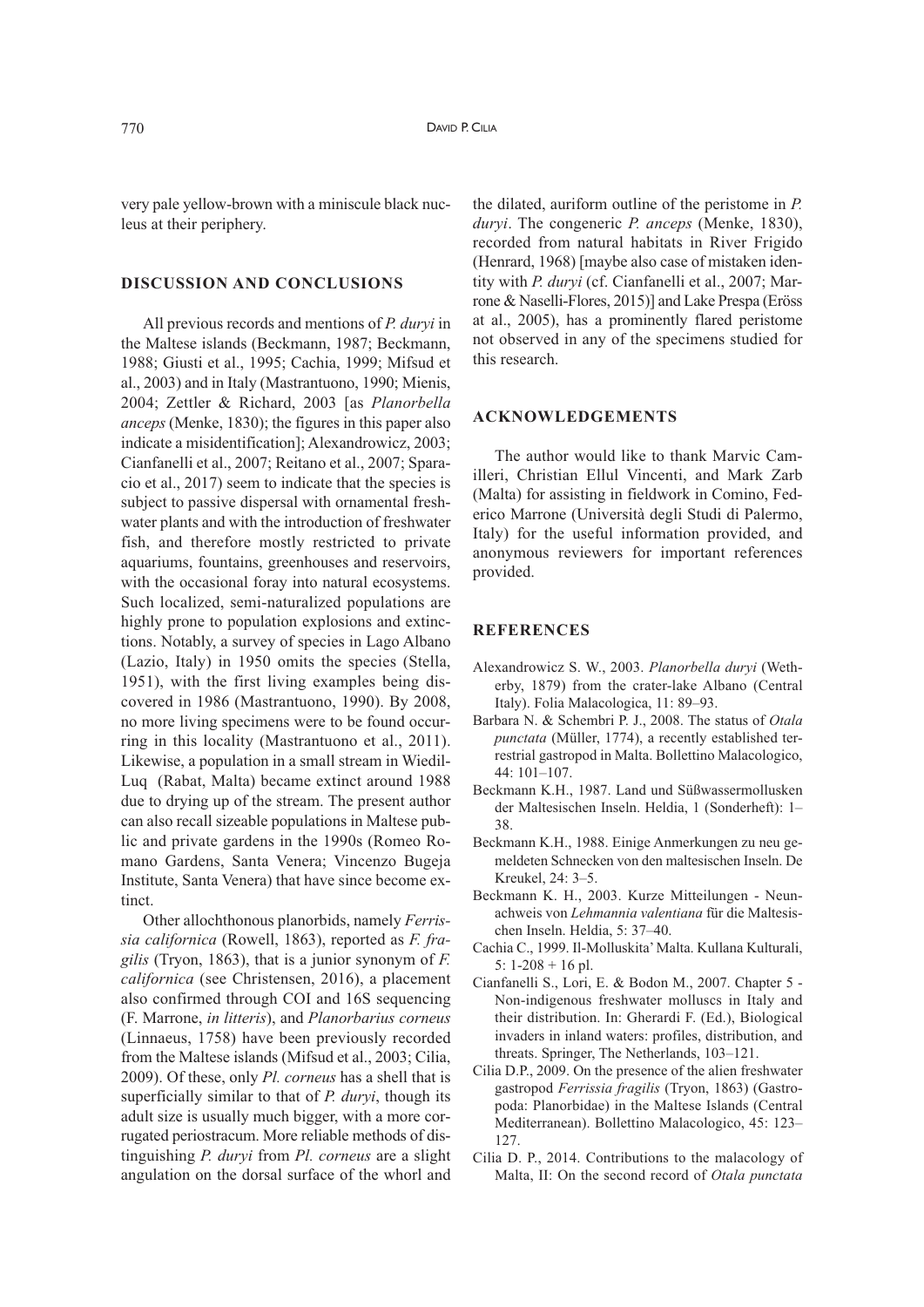very pale yellow-brown with a miniscule black nucleus at their periphery.

## DISCUSSION AND CONCLUSIONS

All previous records and mentions of *P. duryi* in the Maltese islands (Beckmann, 1987; Beckmann, 1988; Giusti et al., 1995; Cachia, 1999; Mifsud et al., 2003) and in Italy (Mastrantuono, 1990; Mienis, 2004; Zettler & Richard, 2003 [as *Planorbella anceps* (Menke, 1830); the figures in this paper also indicate a misidentification]; Alexandrowicz, 2003; Cianfanelli et al., 2007; Reitano et al., 2007; Sparacio et al., 2017) seem to indicate that the species is subject to passive dispersal with ornamental freshwater plants and with the introduction of freshwater fish, and therefore mostly restricted to private aquariums, fountains, greenhouses and reservoirs, with the occasional foray into natural ecosystems. Such localized, semi-naturalized populations are highly prone to population explosions and extinctions. Notably, a survey of species in Lago Albano (Lazio, Italy) in 1950 omits the species (Stella, 1951), with the first living examples being discovered in 1986 (Mastrantuono, 1990). By 2008, no more living specimens were to be found occurring in this locality (Mastrantuono et al., 2011). Likewise, a population in a small stream in Wiedil-Luq (Rabat, Malta) became extinct around 1988 due to drying up of the stream. The present author can also recall sizeable populations in Maltese public and private gardens in the 1990s (Romeo Romano Gardens, Santa Venera; Vincenzo Bugeja Institute, Santa Venera) that have since become extinct.

Other allochthonous planorbids, namely *Ferrissia californica* (Rowell, 1863), reported as *F. fragilis* (Tryon, 1863), that is a junior synonym of *F. californica* (see Christensen, 2016), a placement also confirmed through COI and 16S sequencing (F. Marrone, *in litteris*), and *Planorbarius corneus* (Linnaeus, 1758) have been previously recorded from the Maltese islands (Mifsud et al., 2003; Cilia, 2009). Of these, only *Pl. corneus* has a shell that is superficially similar to that of *P. duryi*, though its adult size is usually much bigger, with a more corrugated periostracum. More reliable methods of distinguishing *P. duryi* from *Pl. corneus* are a slight angulation on the dorsal surface of the whorl and the dilated, auriform outline of the peristome in *P. duryi*. The congeneric *P. anceps* (Menke, 1830), recorded from natural habitats in River Frigido (Henrard, 1968) [maybe also case of mistaken identity with *P. duryi* (cf. Cianfanelli et al., 2007; Marrone & Naselli-Flores, 2015)] and Lake Prespa (Eröss at al., 2005), has a prominently flared peristome not observed in any of the specimens studied for this research.

## ACKNOWLEDGEMENTS

The author would like to thank Marvic Camilleri, Christian Ellul Vincenti, and Mark Zarb (Malta) for assisting in fieldwork in Comino, Federico Marrone (Università degli Studi di Palermo, Italy) for the useful information provided, and anonymous reviewers for important references provided.

## REFERENCES

- Alexandrowicz S. W., 2003. *Planorbella duryi* (Wetherby, 1879) from the crater-lake Albano (Central Italy). Folia Malacologica, 11: 89–93.
- Barbara N. & Schembri P. J., 2008. The status of *Otala punctata* (Müller, 1774), a recently established terrestrial gastropod in Malta. Bollettino Malacologico, 44: 101–107.
- Beckmann K.H., 1987. Land und Süßwassermollusken der Maltesischen Inseln. Heldia, 1 (Sonderheft): 1–38.
- Beckmann K.H., 1988. Einige Anmerkungen zu neu gemeldeten Schnecken von den maltesischen Inseln. De Kreukel, 24: 3–5.
- Beckmann K. H., 2003. Kurze Mitteilungen - Neunachweis von *Lehmannia valentiana* für die Maltesischen Inseln. Heldia, 5: 37–40.
- Cachia C., 1999. Il-Molluskita' Malta. Kullana Kulturali, 5: 1-208 + 16 pl.
- Cianfanelli S., Lori, E. & Bodon M., 2007. Chapter 5 - Non-indigenous freshwater molluscs in Italy and their distribution. In: Gherardi F. (Ed.), Biological invaders in inland waters: profiles, distribution, and threats. Springer, The Netherlands, 103–121.
- Cilia D.P., 2009. On the presence of the alien freshwater gastropod *Ferrissia fragilis* (Tryon, 1863) (Gastropoda: Planorbidae) in the Maltese Islands (Central Mediterranean). Bollettino Malacologico, 45: 123–127.
- Cilia D. P., 2014. Contributions to the malacology of Malta, II: On the second record of *Otala punctata*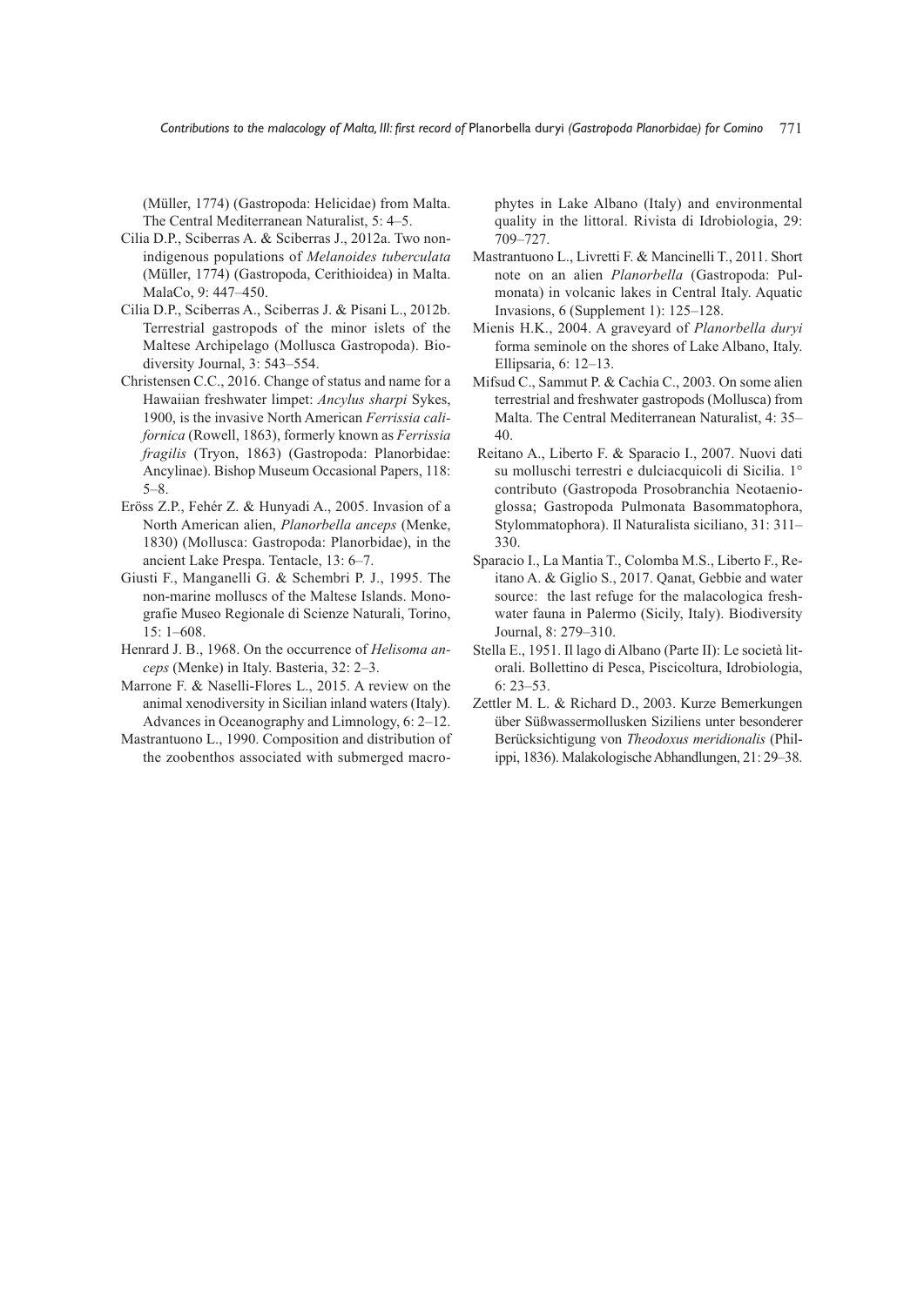(Müller, 1774) (Gastropoda: Helicidae) from Malta. The Central Mediterranean Naturalist, 5: 4–5.

Cilia D.P., Sciberras A. & Sciberras J., 2012a. Two non-indigenous populations of *Melanoides tuberculata* (Müller, 1774) (Gastropoda, Cerithioidea) in Malta. MalaCo, 9: 447–450.

Cilia D.P., Sciberras A., Sciberras J. & Pisani L., 2012b. Terrestrial gastropods of the minor islets of the Maltese Archipelago (Mollusca Gastropoda). Biodiversity Journal, 3: 543–554.

Christensen C.C., 2016. Change of status and name for a Hawaiian freshwater limpet: *Ancylus sharpi* Sykes, 1900, is the invasive North American *Ferrissia californica* (Rowell, 1863), formerly known as *Ferrissia fragilis* (Tryon, 1863) (Gastropoda: Planorbidae: Ancylinae). Bishop Museum Occasional Papers, 118: 5–8.

Eröss Z.P., Fehér Z. & Hunyadi A., 2005. Invasion of a North American alien, *Planorbella anceps* (Menke, 1830) (Mollusca: Gastropoda: Planorbidae), in the ancient Lake Prespa. Tentacle, 13: 6–7.

Giusti F., Manganelli G. & Schembri P. J., 1995. The non-marine molluscs of the Maltese Islands. Monografie Museo Regionale di Scienze Naturali, Torino, 15: 1–608.

Henrard J. B., 1968. On the occurrence of *Helisoma anceps* (Menke) in Italy. Basteria, 32: 2–3.

Marrone F. & Naselli-Flores L., 2015. A review on the animal xenodiversity in Sicilian inland waters (Italy). Advances in Oceanography and Limnology, 6: 2–12.

Mastrantuono L., 1990. Composition and distribution of the zoobenthos associated with submerged macrophytes in Lake Albano (Italy) and environmental quality in the littoral. Rivista di Idrobiologia, 29: 709–727.

Mastrantuono L., Livretti F. & Mancinelli T., 2011. Short note on an alien *Planorbella* (Gastropoda: Pulmonata) in volcanic lakes in Central Italy. Aquatic Invasions, 6 (Supplement 1): 125–128.

Mienis H.K., 2004. A graveyard of *Planorbella duryi* forma seminole on the shores of Lake Albano, Italy. Ellipsaria, 6: 12–13.

Mifsud C., Sammut P. & Cachia C., 2003. On some alien terrestrial and freshwater gastropods (Mollusca) from Malta. The Central Mediterranean Naturalist, 4: 35–40.

Reitano A., Liberto F. & Sparacio I., 2007. Nuovi dati su molluschi terrestri e dulciacquicoli di Sicilia. 1° contributo (Gastropoda Prosobranchia Neotaenioglossa; Gastropoda Pulmonata Basommatophora, Stylommatophora). Il Naturalista siciliano, 31: 311–330.

Sparacio I., La Mantia T., Colomba M.S., Liberto F., Reitano A. & Giglio S., 2017. Qanat, Gebbie and water source: the last refuge for the malacologica freshwater fauna in Palermo (Sicily, Italy). Biodiversity Journal, 8: 279–310.

Stella E., 1951. Il lago di Albano (Parte II): Le società litorali. Bollettino di Pesca, Piscicoltura, Idrobiologia, 6: 23–53.

Zettler M. L. & Richard D., 2003. Kurze Bemerkungen über Süßwassermollusken Siziliens unter besonderer Berücksichtigung von *Theodoxus meridionalis* (Philippi, 1836). Malakologische Abhandlungen, 21: 29–38.